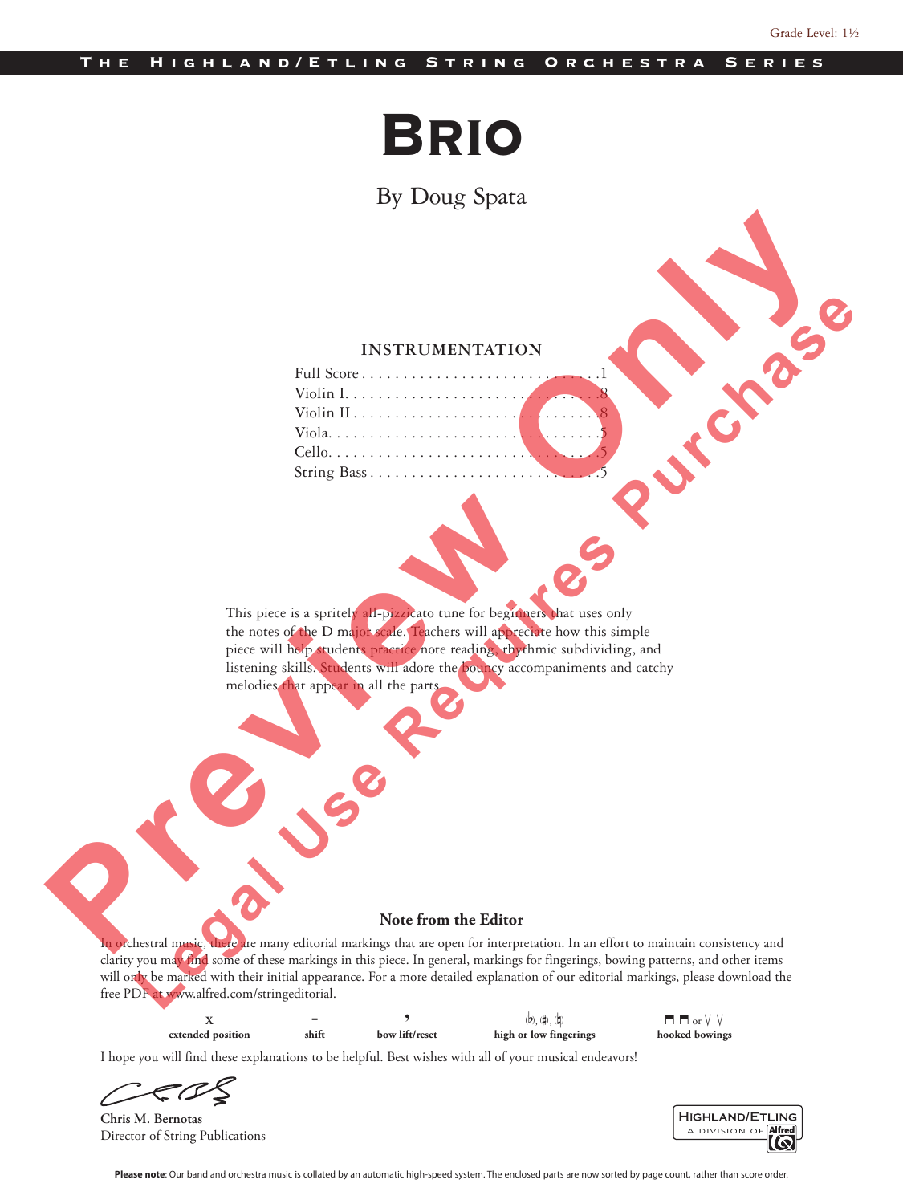Grade Level: 1½

THE HIGHLAND/ETLING STRING ORCHESTRA SERIES

# BRIO

By Doug Spata

## INSTRUMENTATION

| | |
|---|---|
| Full Score | 1 |
| Violin I | 8 |
| Violin II | 8 |
| Viola | 5 |
| Cello | 5 |
| String Bass | 5 |

This piece is a spritely all-pizzicato tune for beginners that uses only the notes of the D major scale. Teachers will appreciate how this simple piece will help students practice note reading, rhythmic subdividing, and listening skills. Students will adore the bouncy accompaniments and catchy melodies that appear in all the parts.

Preview Only

Legal Use Requires Purchase

### Note from the Editor

In orchestral music, there are many editorial markings that are open for interpretation. In an effort to maintain consistency and clarity you may find some of these markings in this piece. In general, markings for fingerings, bowing patterns, and other items will only be marked with their initial appearance. For a more detailed explanation of our editorial markings, please download the free PDF at www.alfred.com/stringeditorial.

| x | - | , | (♭), (♯), (♮) | ⊓ ⊓ or V V |
|---|---|---|---|---|
| **extended position** | **shift** | **bow lift/reset** | **high or low fingerings** | **hooked bowings** |

I hope you will find these explanations to be helpful. Best wishes with all of your musical endeavors!

**Chris M. Bernotas**
Director of String Publications

HIGHLAND/ETLING A DIVISION OF Alfred

**Please note**: Our band and orchestra music is collated by an automatic high-speed system. The enclosed parts are now sorted by page count, rather than score order.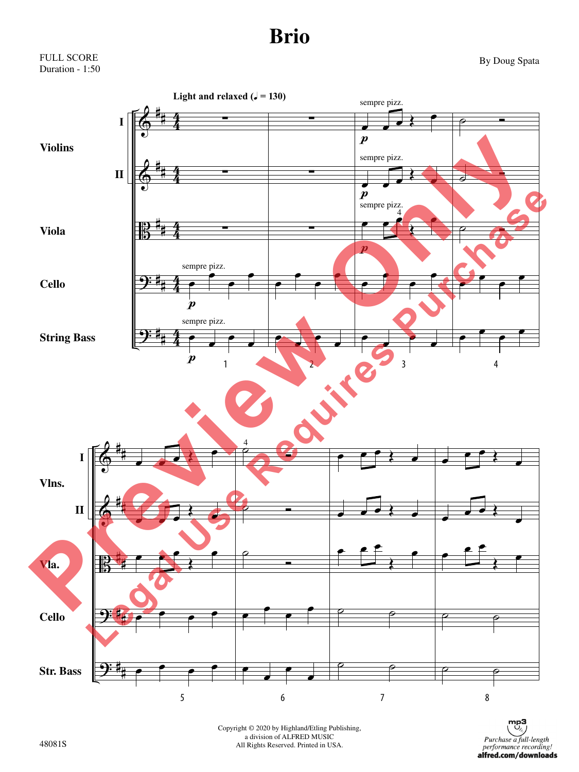# Brio

FULL SCORE
Duration - 1:50

By Doug Spata

Light and relaxed (♩ = 130)

Violins I, Violins II, Viola, Cello, String Bass

sempre pizz.

*p*

Copyright © 2020 by Highland/Etling Publishing,
a division of ALFRED MUSIC
All Rights Reserved. Printed in USA.

48081S

Purchase a full-length performance recording!
alfred.com/downloads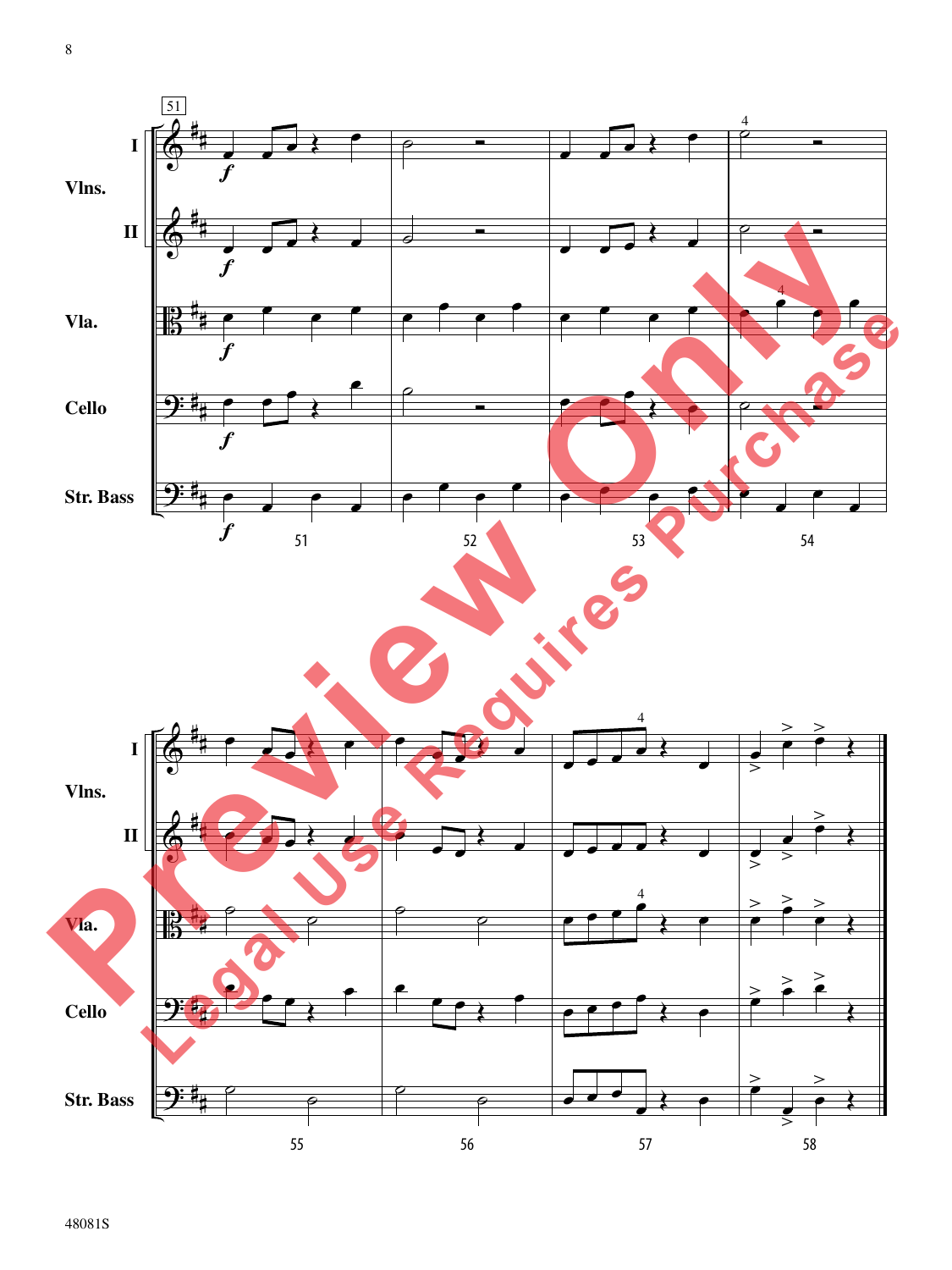51

Vlns. I

II

Vla.

Cello

Str. Bass

51 52 53 54

Vlns. I

II

Vla.

Cello

Str. Bass

55 56 57 58

Preview Only

Legal Use Requires Purchase

48081S